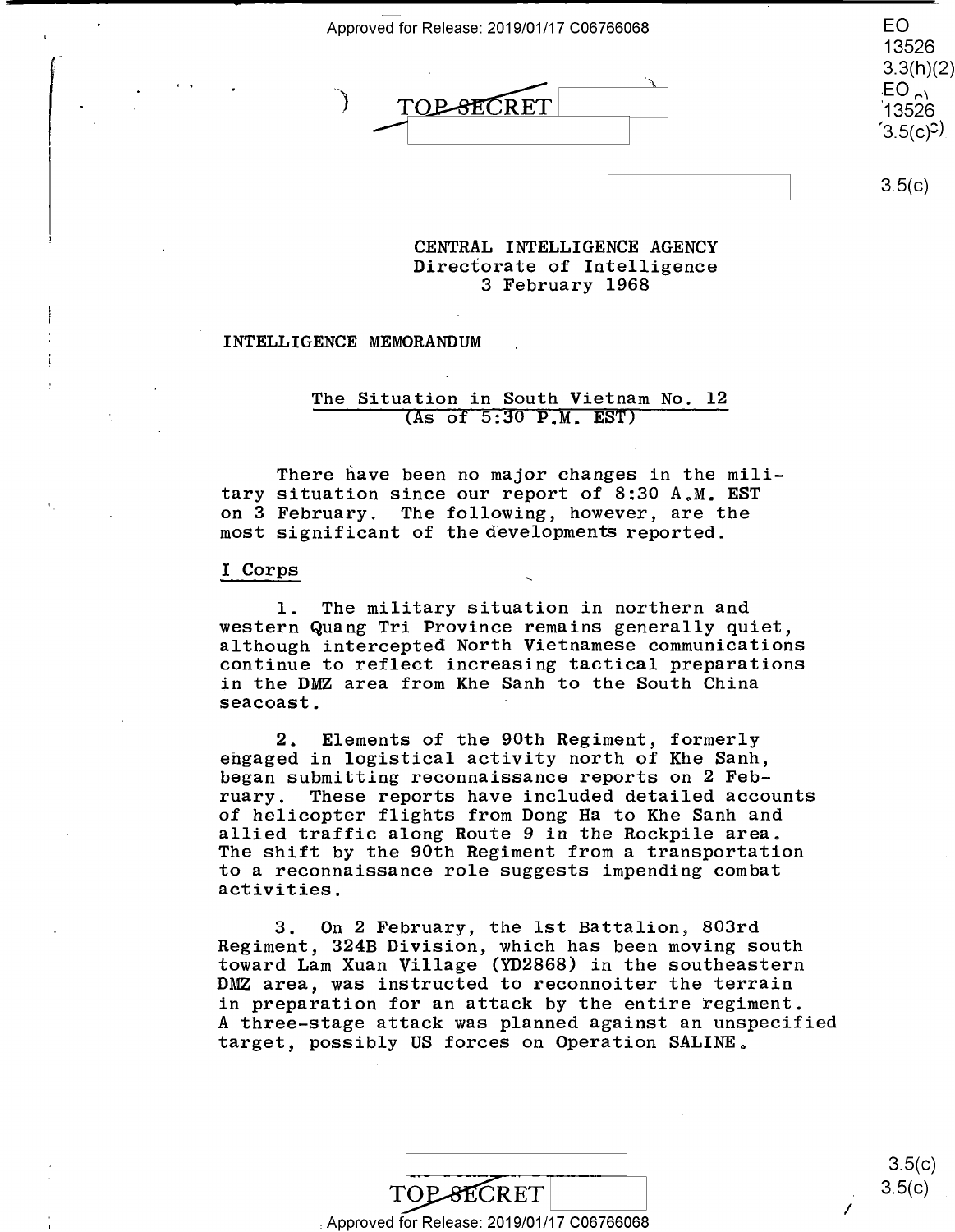TOP SECRET

CENTRAL INTELLIGENCE AGENCY
Directorate of Intelligence
3 February 1968

INTELLIGENCE MEMORANDUM

## The Situation in South Vietnam No. 12
(As of 5:30 P.M. EST)

There have been no major changes in the military situation since our report of 8:30 A.M. EST on 3 February. The following, however, are the most significant of the developments reported.

### I Corps

1. The military situation in northern and western Quang Tri Province remains generally quiet, although intercepted North Vietnamese communications continue to reflect increasing tactical preparations in the DMZ area from Khe Sanh to the South China seacoast.

2. Elements of the 90th Regiment, formerly engaged in logistical activity north of Khe Sanh, began submitting reconnaissance reports on 2 February. These reports have included detailed accounts of helicopter flights from Dong Ha to Khe Sanh and allied traffic along Route 9 in the Rockpile area. The shift by the 90th Regiment from a transportation to a reconnaissance role suggests impending combat activities.

3. On 2 February, the 1st Battalion, 803rd Regiment, 324B Division, which has been moving south toward Lam Xuan Village (YD2868) in the southeastern DMZ area, was instructed to reconnoiter the terrain in preparation for an attack by the entire regiment. A three-stage attack was planned against an unspecified target, possibly US forces on Operation SALINE.

TOP SECRET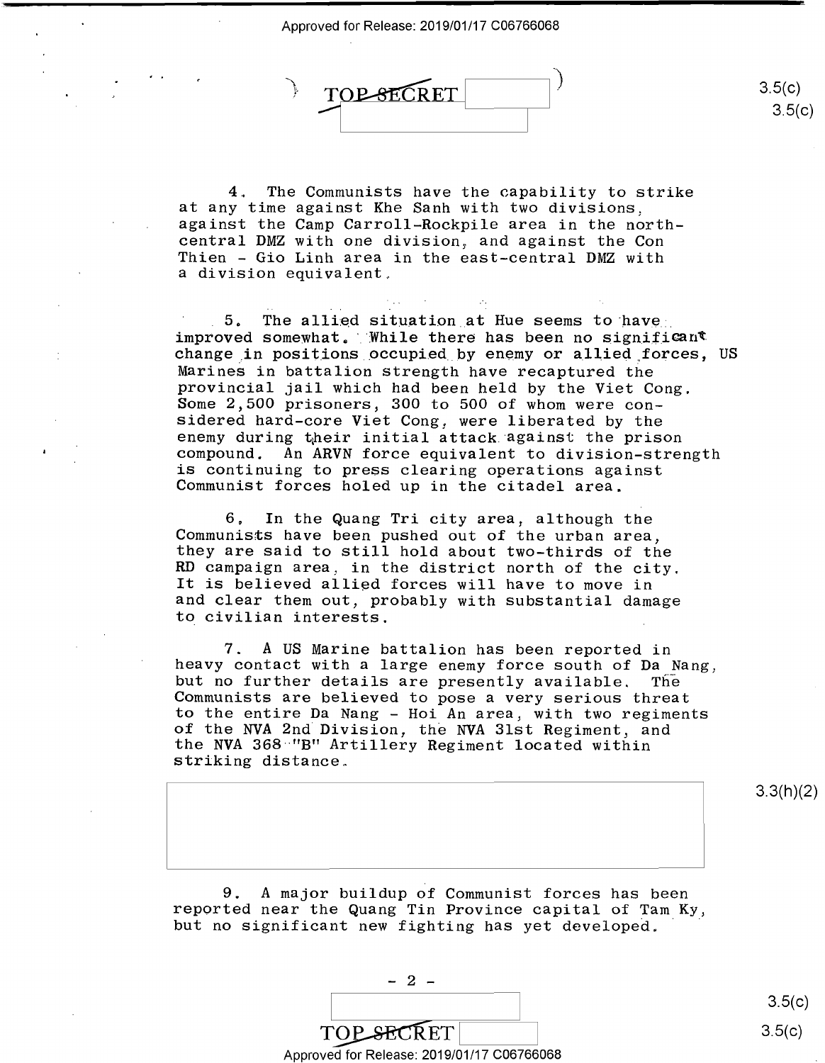TOP SECRET

4. The Communists have the capability to strike at any time against Khe Sanh with two divisions, against the Camp Carroll-Rockpile area in the north-central DMZ with one division, and against the Con Thien - Gio Linh area in the east-central DMZ with a division equivalent.

5. The allied situation at Hue seems to have improved somewhat. While there has been no significant change in positions occupied by enemy or allied forces, US Marines in battalion strength have recaptured the provincial jail which had been held by the Viet Cong. Some 2,500 prisoners, 300 to 500 of whom were considered hard-core Viet Cong, were liberated by the enemy during their initial attack against the prison compound. An ARVN force equivalent to division-strength is continuing to press clearing operations against Communist forces holed up in the citadel area.

6. In the Quang Tri city area, although the Communists have been pushed out of the urban area, they are said to still hold about two-thirds of the RD campaign area, in the district north of the city. It is believed allied forces will have to move in and clear them out, probably with substantial damage to civilian interests.

7. A US Marine battalion has been reported in heavy contact with a large enemy force south of Da Nang, but no further details are presently available. The Communists are believed to pose a very serious threat to the entire Da Nang - Hoi An area, with two regiments of the NVA 2nd Division, the NVA 31st Regiment, and the NVA 368 "B" Artillery Regiment located within striking distance.

9. A major buildup of Communist forces has been reported near the Quang Tin Province capital of Tam Ky, but no significant new fighting has yet developed.

TOP SECRET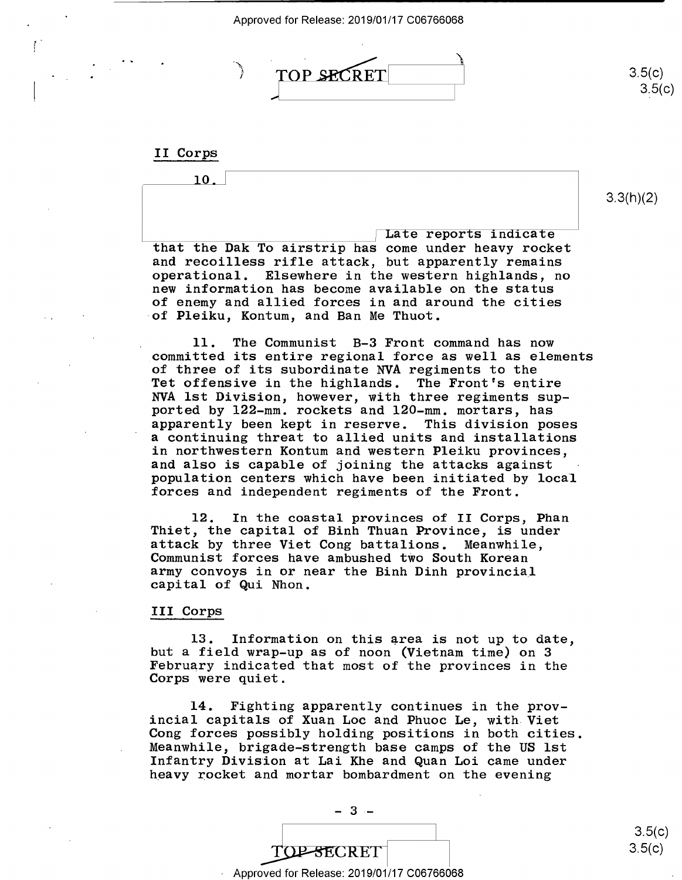## II Corps

10. Late reports indicate that the Dak To airstrip has come under heavy rocket and recoilless rifle attack, but apparently remains operational. Elsewhere in the western highlands, no new information has become available on the status of enemy and allied forces in and around the cities of Pleiku, Kontum, and Ban Me Thuot.

11. The Communist B-3 Front command has now committed its entire regional force as well as elements of three of its subordinate NVA regiments to the Tet offensive in the highlands. The Front's entire NVA 1st Division, however, with three regiments supported by 122-mm. rockets and 120-mm. mortars, has apparently been kept in reserve. This division poses a continuing threat to allied units and installations in northwestern Kontum and western Pleiku provinces, and also is capable of joining the attacks against population centers which have been initiated by local forces and independent regiments of the Front.

12. In the coastal provinces of II Corps, Phan Thiet, the capital of Binh Thuan Province, is under attack by three Viet Cong battalions. Meanwhile, Communist forces have ambushed two South Korean army convoys in or near the Binh Dinh provincial capital of Qui Nhon.

## III Corps

13. Information on this area is not up to date, but a field wrap-up as of noon (Vietnam time) on 3 February indicated that most of the provinces in the Corps were quiet.

14. Fighting apparently continues in the provincial capitals of Xuan Loc and Phuoc Le, with Viet Cong forces possibly holding positions in both cities. Meanwhile, brigade-strength base camps of the US 1st Infantry Division at Lai Khe and Quan Loi came under heavy rocket and mortar bombardment on the evening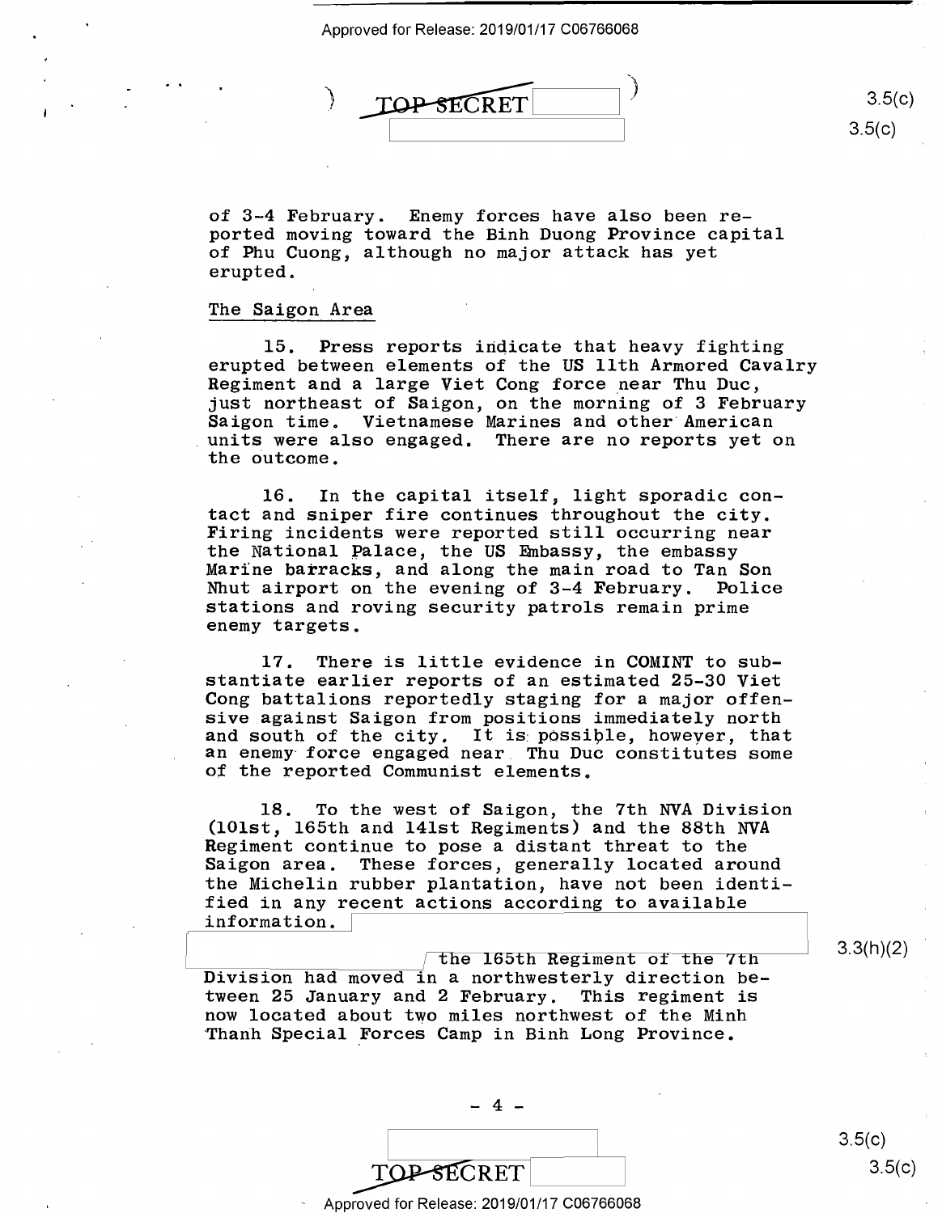of 3-4 February. Enemy forces have also been reported moving toward the Binh Duong Province capital of Phu Cuong, although no major attack has yet erupted.

The Saigon Area

15. Press reports indicate that heavy fighting erupted between elements of the US 11th Armored Cavalry Regiment and a large Viet Cong force near Thu Duc, just northeast of Saigon, on the morning of 3 February Saigon time. Vietnamese Marines and other American units were also engaged. There are no reports yet on the outcome.

16. In the capital itself, light sporadic contact and sniper fire continues throughout the city. Firing incidents were reported still occurring near the National Palace, the US Embassy, the embassy Marine barracks, and along the main road to Tan Son Nhut airport on the evening of 3-4 February. Police stations and roving security patrols remain prime enemy targets.

17. There is little evidence in COMINT to substantiate earlier reports of an estimated 25-30 Viet Cong battalions reportedly staging for a major offensive against Saigon from positions immediately north and south of the city. It is possible, however, that an enemy force engaged near Thu Duc constitutes some of the reported Communist elements.

18. To the west of Saigon, the 7th NVA Division (101st, 165th and 141st Regiments) and the 88th NVA Regiment continue to pose a distant threat to the Saigon area. These forces, generally located around the Michelin rubber plantation, have not been identified in any recent actions according to available information. [redacted] the 165th Regiment of the 7th Division had moved in a northwesterly direction between 25 January and 2 February. This regiment is now located about two miles northwest of the Minh Thanh Special Forces Camp in Binh Long Province.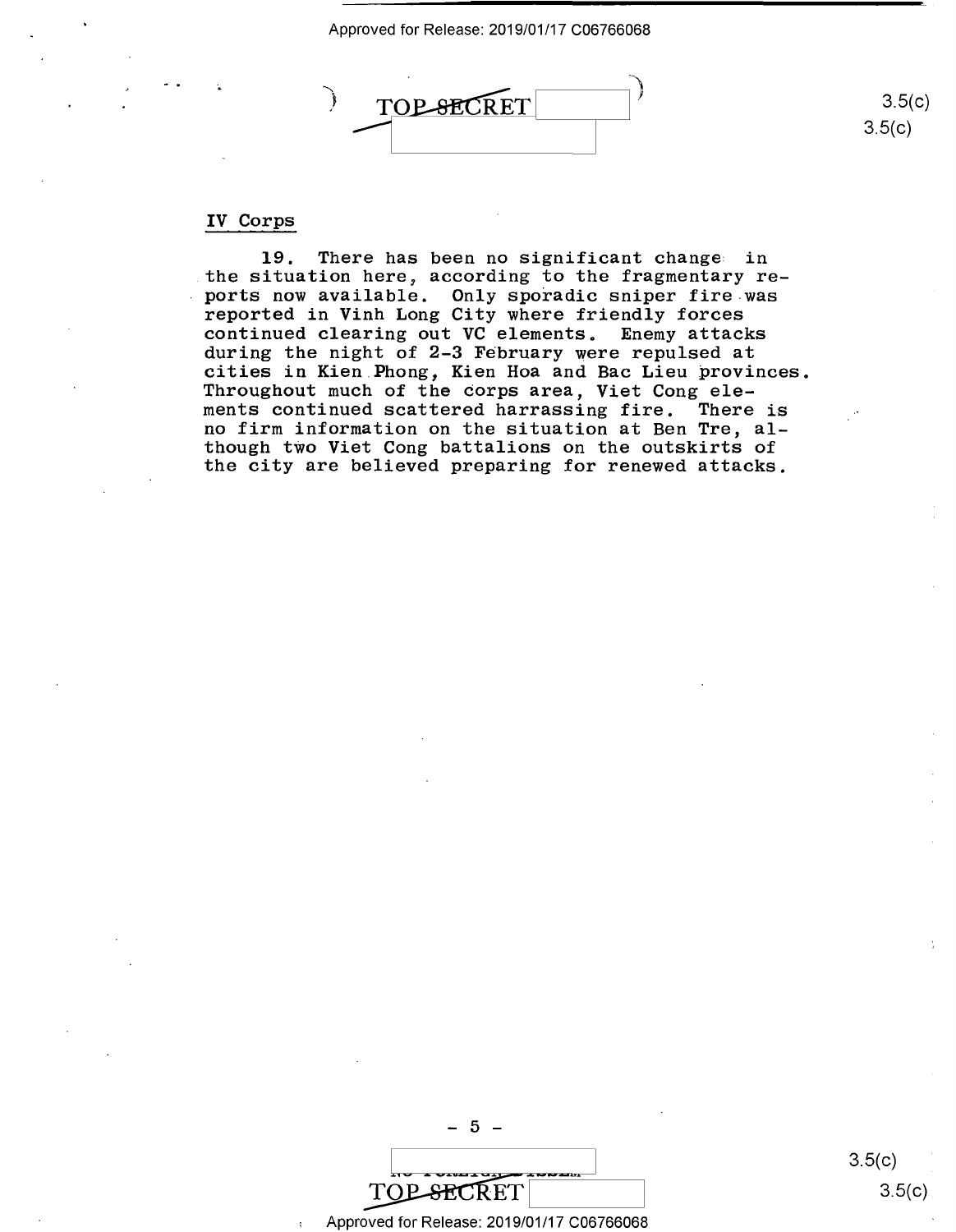## IV Corps

**19.** There has been no significant change in the situation here, according to the fragmentary reports now available. Only sporadic sniper fire was reported in Vinh Long City where friendly forces continued clearing out VC elements. Enemy attacks during the night of 2-3 February were repulsed at cities in Kien Phong, Kien Hoa and Bac Lieu provinces. Throughout much of the corps area, Viet Cong elements continued scattered harrassing fire. There is no firm information on the situation at Ben Tre, although two Viet Cong battalions on the outskirts of the city are believed preparing for renewed attacks.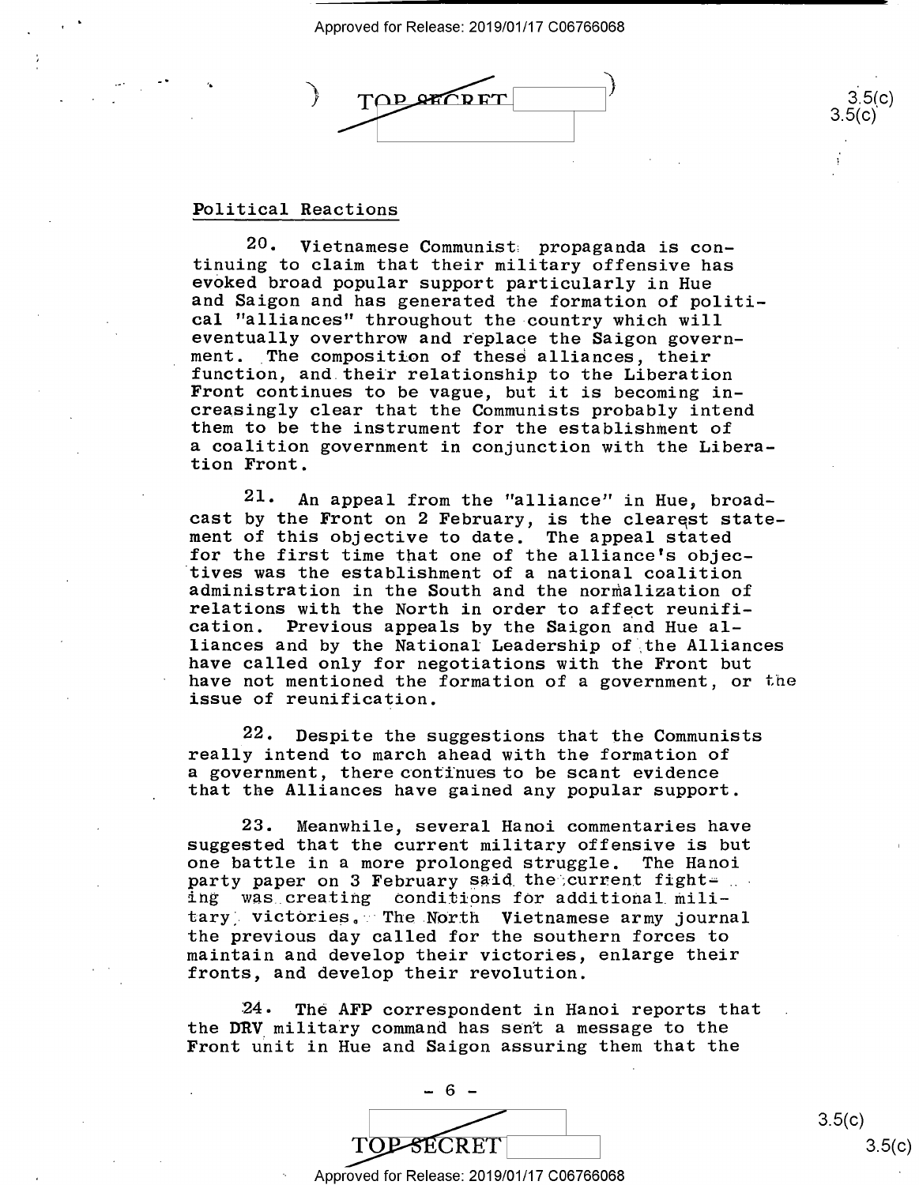## Political Reactions

20. Vietnamese Communist propaganda is continuing to claim that their military offensive has evoked broad popular support particularly in Hue and Saigon and has generated the formation of political "alliances" throughout the country which will eventually overthrow and replace the Saigon government. The composition of these alliances, their function, and their relationship to the Liberation Front continues to be vague, but it is becoming increasingly clear that the Communists probably intend them to be the instrument for the establishment of a coalition government in conjunction with the Liberation Front.

21. An appeal from the "alliance" in Hue, broadcast by the Front on 2 February, is the clearest statement of this objective to date. The appeal stated for the first time that one of the alliance's objectives was the establishment of a national coalition administration in the South and the normalization of relations with the North in order to affect reunification. Previous appeals by the Saigon and Hue alliances and by the National Leadership of the Alliances have called only for negotiations with the Front but have not mentioned the formation of a government, or the issue of reunification.

22. Despite the suggestions that the Communists really intend to march ahead with the formation of a government, there continues to be scant evidence that the Alliances have gained any popular support.

23. Meanwhile, several Hanoi commentaries have suggested that the current military offensive is but one battle in a more prolonged struggle. The Hanoi party paper on 3 February said the current fighting was creating conditions for additional military victories. The North Vietnamese army journal the previous day called for the southern forces to maintain and develop their victories, enlarge their fronts, and develop their revolution.

24. The AFP correspondent in Hanoi reports that the DRV military command has sent a message to the Front unit in Hue and Saigon assuring them that the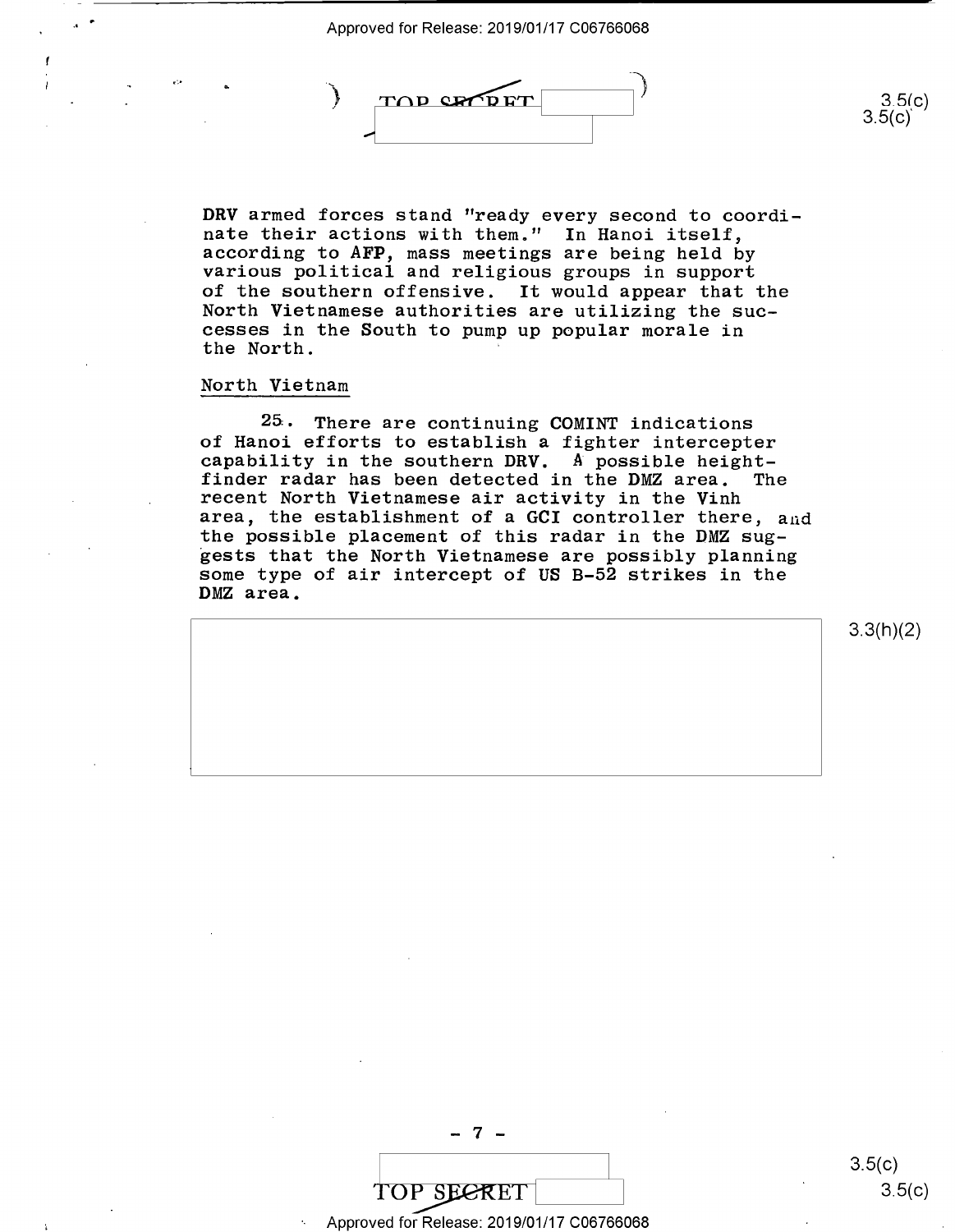DRV armed forces stand "ready every second to coordinate their actions with them." In Hanoi itself, according to AFP, mass meetings are being held by various political and religious groups in support of the southern offensive. It would appear that the North Vietnamese authorities are utilizing the successes in the South to pump up popular morale in the North.

North Vietnam

25. There are continuing COMINT indications of Hanoi efforts to establish a fighter intercepter capability in the southern DRV. A possible height-finder radar has been detected in the DMZ area. The recent North Vietnamese air activity in the Vinh area, the establishment of a GCI controller there, and the possible placement of this radar in the DMZ suggests that the North Vietnamese are possibly planning some type of air intercept of US B-52 strikes in the DMZ area.

3.3(h)(2)